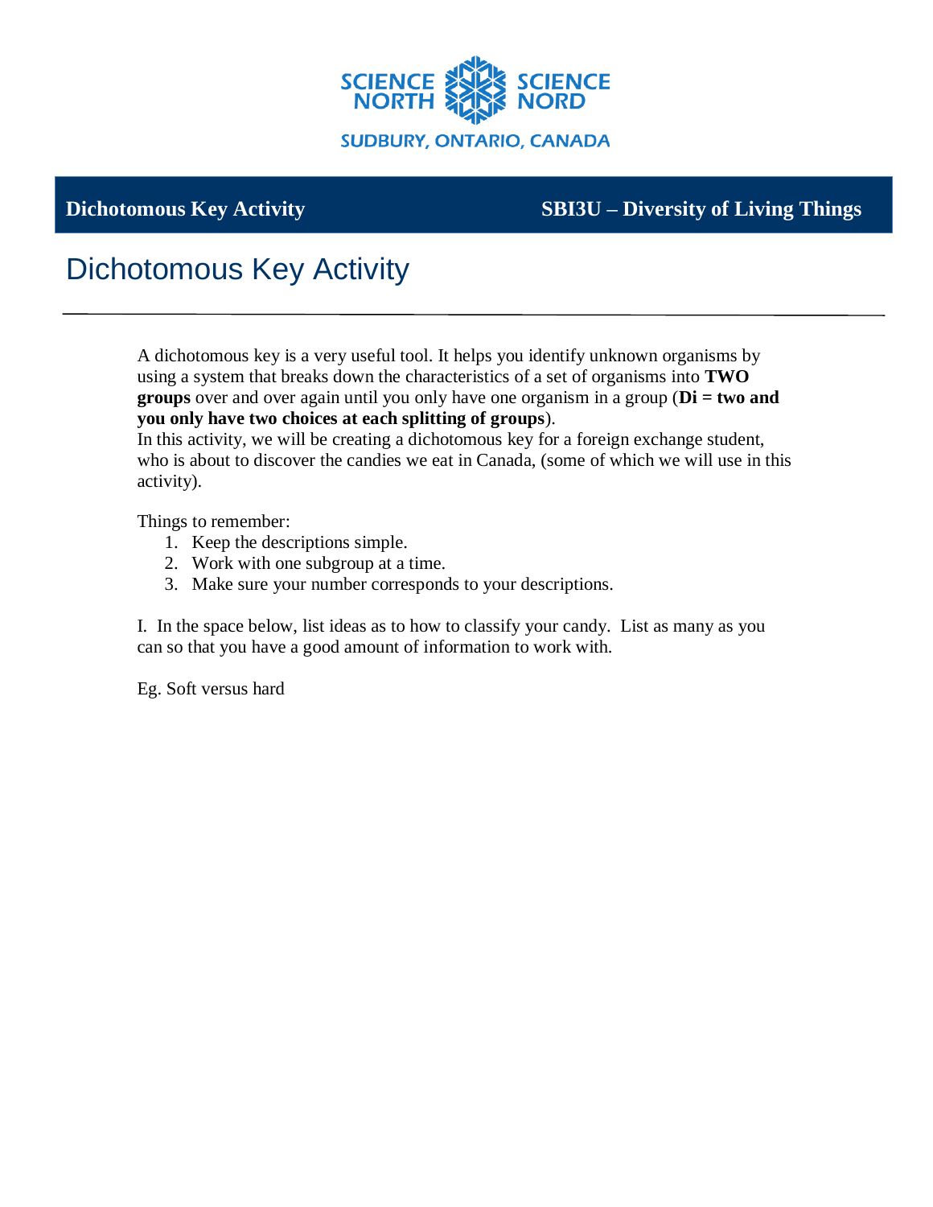SCIENCE NORTH SCIENCE NORD

SUDBURY, ONTARIO, CANADA

**Dichotomous Key Activity** **SBI3U – Diversity of Living Things**

# Dichotomous Key Activity

---

A dichotomous key is a very useful tool. It helps you identify unknown organisms by using a system that breaks down the characteristics of a set of organisms into **TWO groups** over and over again until you only have one organism in a group (**Di = two and you only have two choices at each splitting of groups**).

In this activity, we will be creating a dichotomous key for a foreign exchange student, who is about to discover the candies we eat in Canada, (some of which we will use in this activity).

Things to remember:

1. Keep the descriptions simple.
2. Work with one subgroup at a time.
3. Make sure your number corresponds to your descriptions.

I. In the space below, list ideas as to how to classify your candy. List as many as you can so that you have a good amount of information to work with.

Eg. Soft versus hard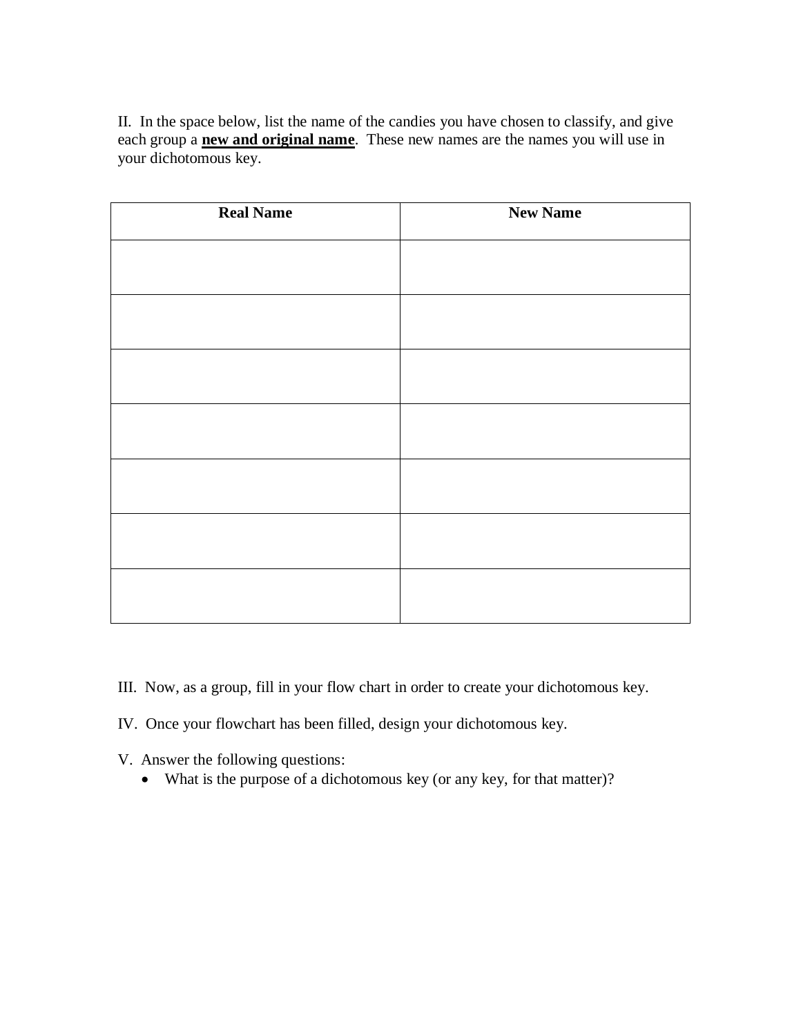II. In the space below, list the name of the candies you have chosen to classify, and give each group a **new and original name**. These new names are the names you will use in your dichotomous key.

| Real Name | New Name |
| --- | --- |
| | |
| | |
| | |
| | |
| | |
| | |
| | |

III. Now, as a group, fill in your flow chart in order to create your dichotomous key.

IV. Once your flowchart has been filled, design your dichotomous key.

V. Answer the following questions:

- What is the purpose of a dichotomous key (or any key, for that matter)?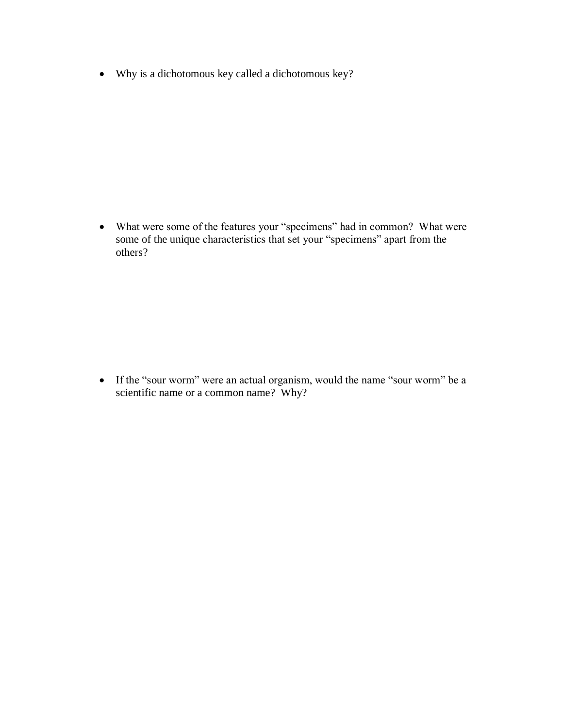- Why is a dichotomous key called a dichotomous key?

- What were some of the features your "specimens" had in common? What were some of the unique characteristics that set your "specimens" apart from the others?

- If the "sour worm" were an actual organism, would the name "sour worm" be a scientific name or a common name? Why?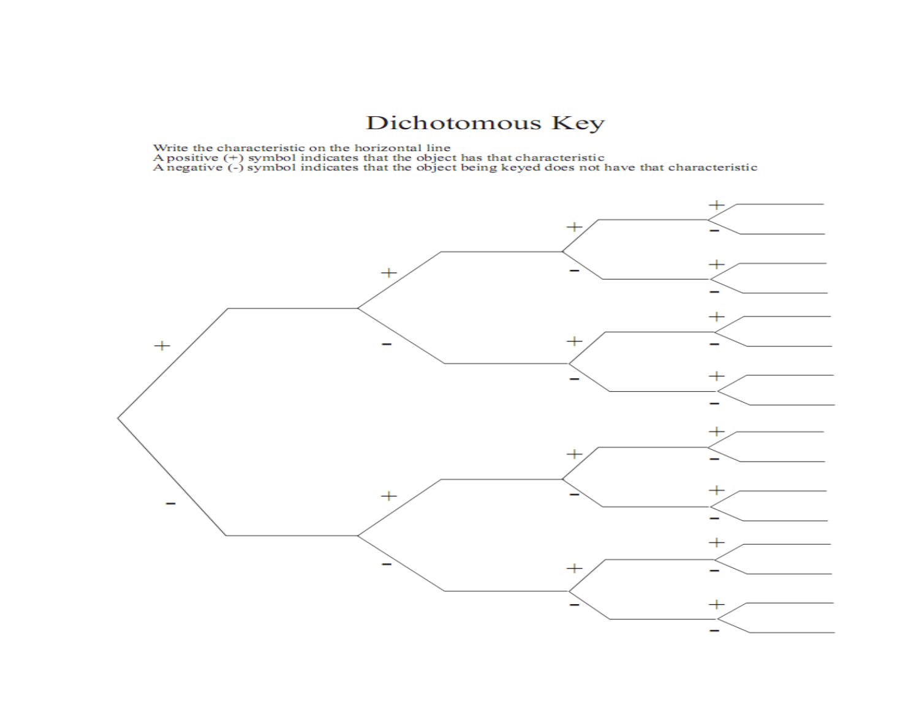# Dichotomous Key

Write the characteristic on the horizontal line
A positive (+) symbol indicates that the object has that characteristic
A negative (-) symbol indicates that the object being keyed does not have that characteristic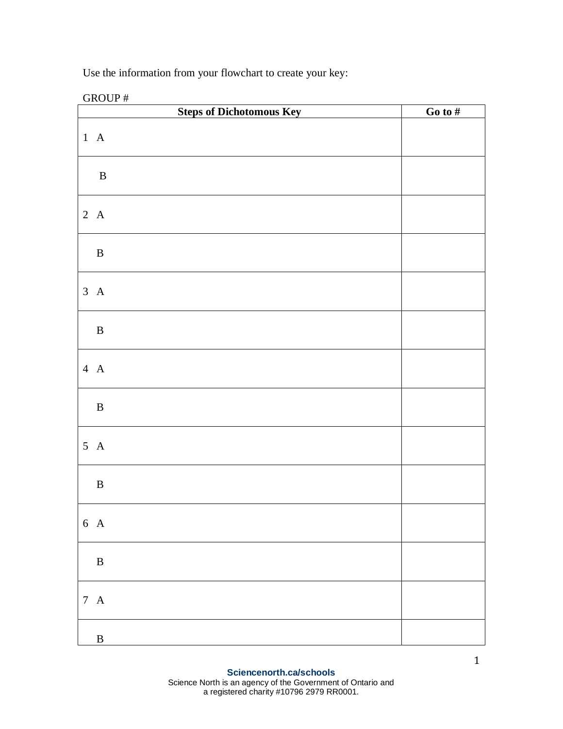Use the information from your flowchart to create your key:

GROUP #

| Steps of Dichotomous Key | Go to # |
|---|---|
| 1 A | |
| B | |
| 2 A | |
| B | |
| 3 A | |
| B | |
| 4 A | |
| B | |
| 5 A | |
| B | |
| 6 A | |
| B | |
| 7 A | |
| B | |

**Sciencenorth.ca/schools**
Science North is an agency of the Government of Ontario and
a registered charity #10796 2979 RR0001.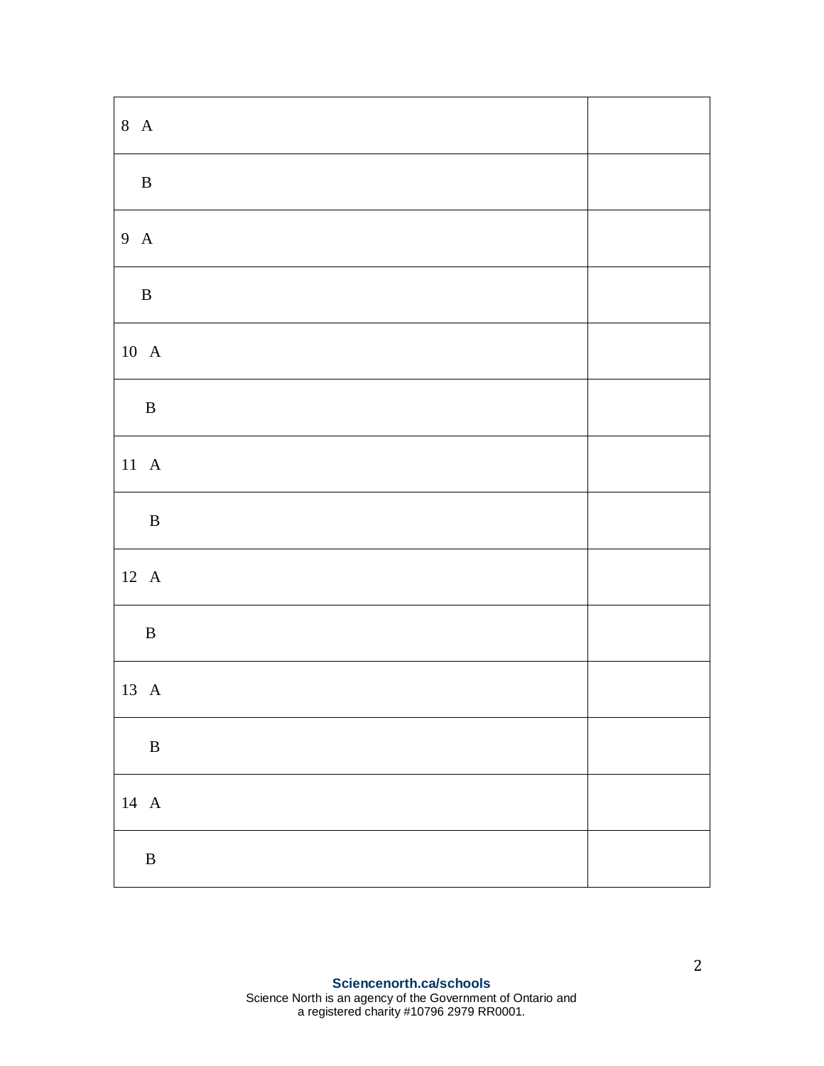| | |
|---|---|
| 8 A | |
| B | |
| 9 A | |
| B | |
| 10 A | |
| B | |
| 11 A | |
| B | |
| 12 A | |
| B | |
| 13 A | |
| B | |
| 14 A | |
| B | |